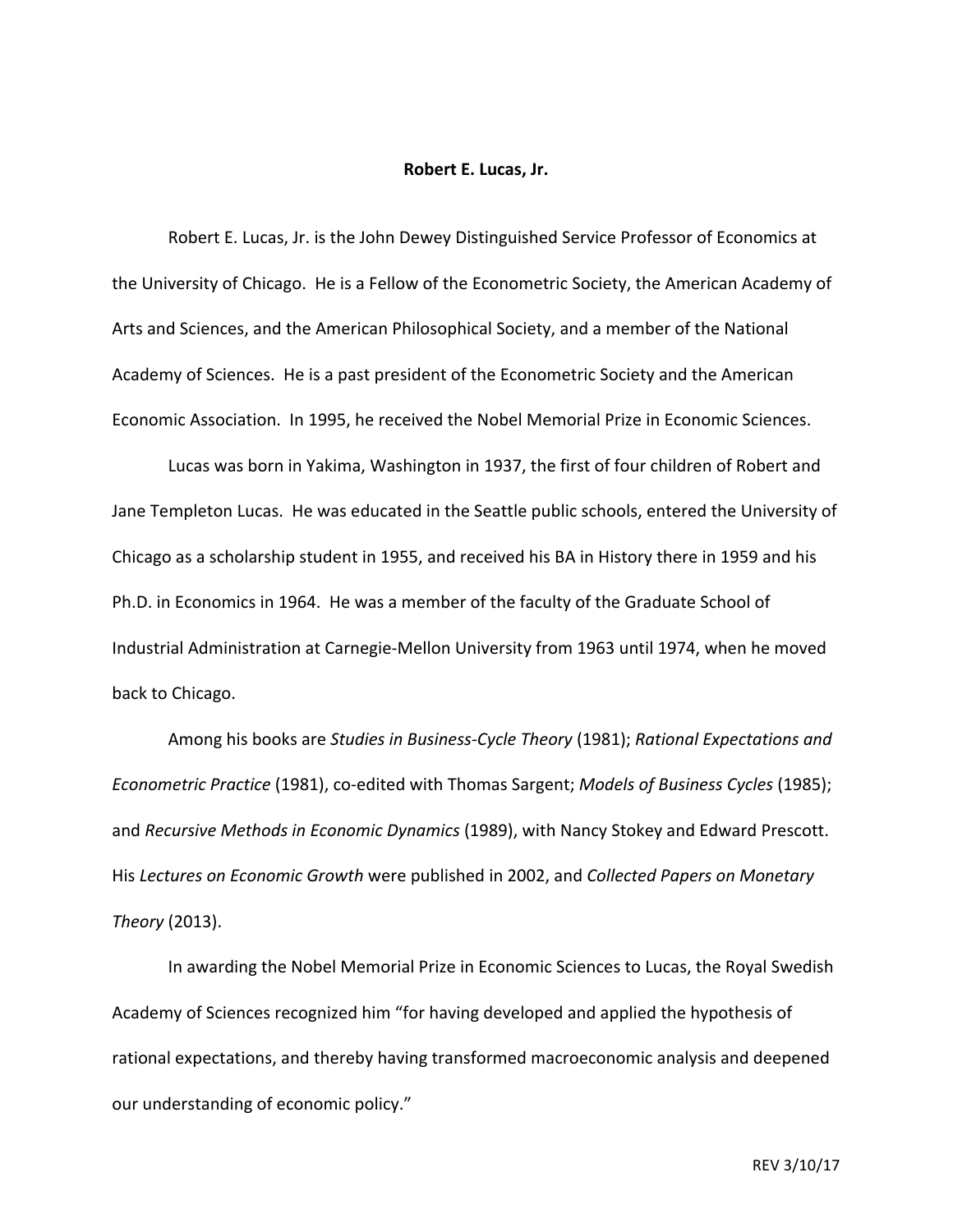# Robert E. Lucas, Jr.

Robert E. Lucas, Jr. is the John Dewey Distinguished Service Professor of Economics at the University of Chicago. He is a Fellow of the Econometric Society, the American Academy of Arts and Sciences, and the American Philosophical Society, and a member of the National Academy of Sciences. He is a past president of the Econometric Society and the American Economic Association. In 1995, he received the Nobel Memorial Prize in Economic Sciences.

Lucas was born in Yakima, Washington in 1937, the first of four children of Robert and Jane Templeton Lucas. He was educated in the Seattle public schools, entered the University of Chicago as a scholarship student in 1955, and received his BA in History there in 1959 and his Ph.D. in Economics in 1964. He was a member of the faculty of the Graduate School of Industrial Administration at Carnegie-Mellon University from 1963 until 1974, when he moved back to Chicago.

Among his books are *Studies in Business-Cycle Theory* (1981); *Rational Expectations and Econometric Practice* (1981), co-edited with Thomas Sargent; *Models of Business Cycles* (1985); and *Recursive Methods in Economic Dynamics* (1989), with Nancy Stokey and Edward Prescott. His *Lectures on Economic Growth* were published in 2002, and *Collected Papers on Monetary Theory* (2013).

In awarding the Nobel Memorial Prize in Economic Sciences to Lucas, the Royal Swedish Academy of Sciences recognized him "for having developed and applied the hypothesis of rational expectations, and thereby having transformed macroeconomic analysis and deepened our understanding of economic policy."

REV 3/10/17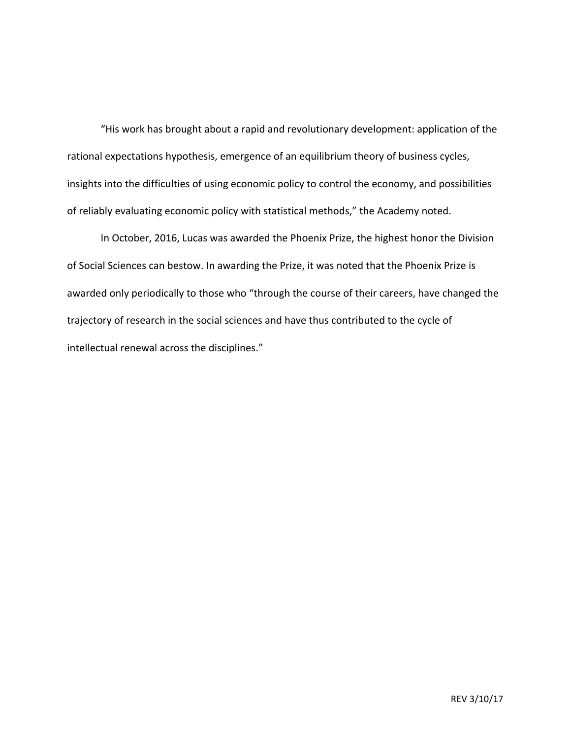"His work has brought about a rapid and revolutionary development: application of the rational expectations hypothesis, emergence of an equilibrium theory of business cycles, insights into the difficulties of using economic policy to control the economy, and possibilities of reliably evaluating economic policy with statistical methods," the Academy noted.

In October, 2016, Lucas was awarded the Phoenix Prize, the highest honor the Division of Social Sciences can bestow. In awarding the Prize, it was noted that the Phoenix Prize is awarded only periodically to those who "through the course of their careers, have changed the trajectory of research in the social sciences and have thus contributed to the cycle of intellectual renewal across the disciplines."

REV 3/10/17